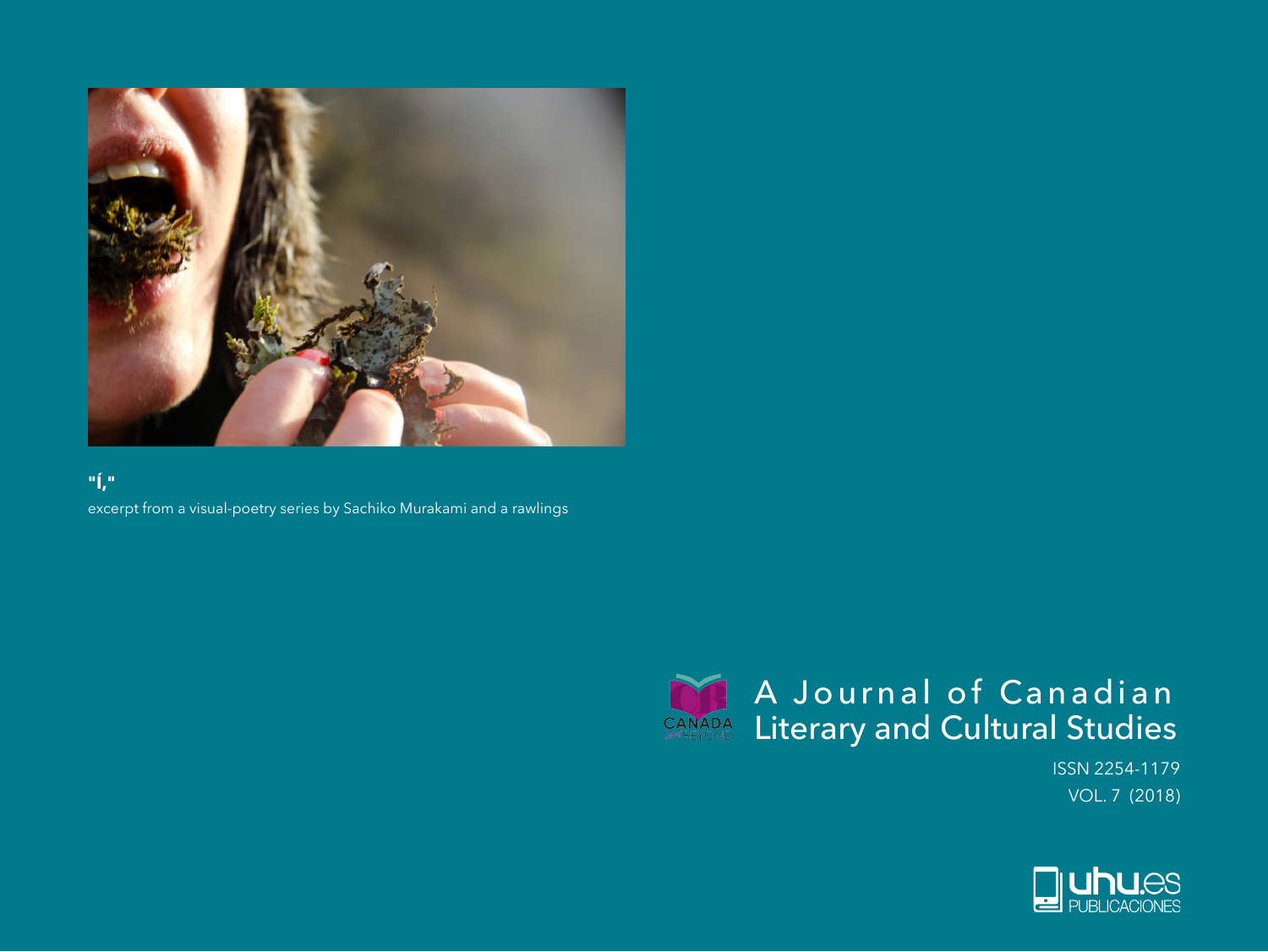**"Í,"**

excerpt from a visual-poetry series by Sachiko Murakami and a rawlings

CANADA and BEYOND

# A Journal of Canadian Literary and Cultural Studies

ISSN 2254-1179

VOL. 7 (2018)

uhu.es PUBLICACIONES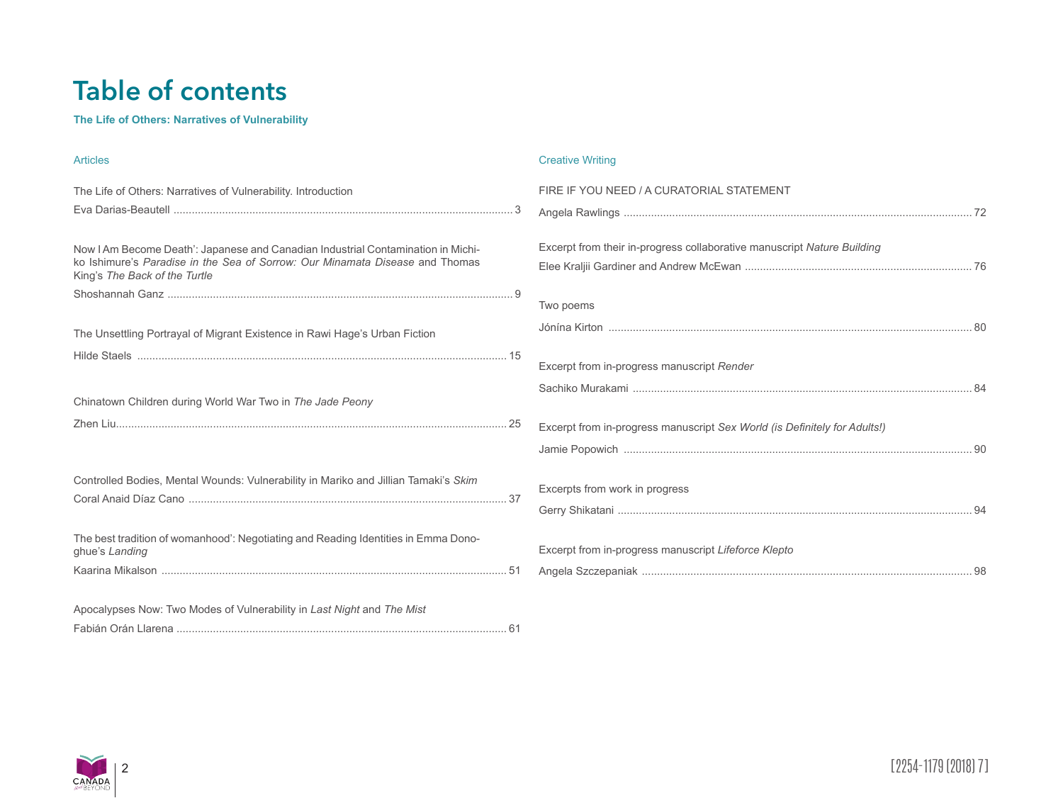# Table of contents

**The Life of Others: Narratives of Vulnerability**

## Articles

The Life of Others: Narratives of Vulnerability. Introduction

Eva Darias-Beautell ........................................................................ 3

Now I Am Become Death': Japanese and Canadian Industrial Contamination in Michiko Ishimure's *Paradise in the Sea of Sorrow: Our Minamata Disease* and Thomas King's *The Back of the Turtle*

Shoshannah Ganz ........................................................................ 9

The Unsettling Portrayal of Migrant Existence in Rawi Hage's Urban Fiction

Hilde Staels ........................................................................ 15

Chinatown Children during World War Two in *The Jade Peony*

Zhen Liu........................................................................ 25

Controlled Bodies, Mental Wounds: Vulnerability in Mariko and Jillian Tamaki's *Skim*

Coral Anaid Díaz Cano ........................................................................ 37

The best tradition of womanhood': Negotiating and Reading Identities in Emma Donoghue's *Landing*

Kaarina Mikalson ........................................................................ 51

Apocalypses Now: Two Modes of Vulnerability in *Last Night* and *The Mist*

Fabián Orán Llarena ........................................................................ 61

## Creative Writing

FIRE IF YOU NEED / A CURATORIAL STATEMENT

Angela Rawlings ........................................................................ 72

Excerpt from their in-progress collaborative manuscript *Nature Building*

Elee Kraljii Gardiner and Andrew McEwan ........................................................................ 76

Two poems

Jónína Kirton ........................................................................ 80

Excerpt from in-progress manuscript *Render*

Sachiko Murakami ........................................................................ 84

Excerpt from in-progress manuscript *Sex World (is Definitely for Adults!)*

Jamie Popowich ........................................................................ 90

Excerpts from work in progress

Gerry Shikatani ........................................................................ 94

Excerpt from in-progress manuscript *Lifeforce Klepto*

Angela Szczepaniak ........................................................................ 98